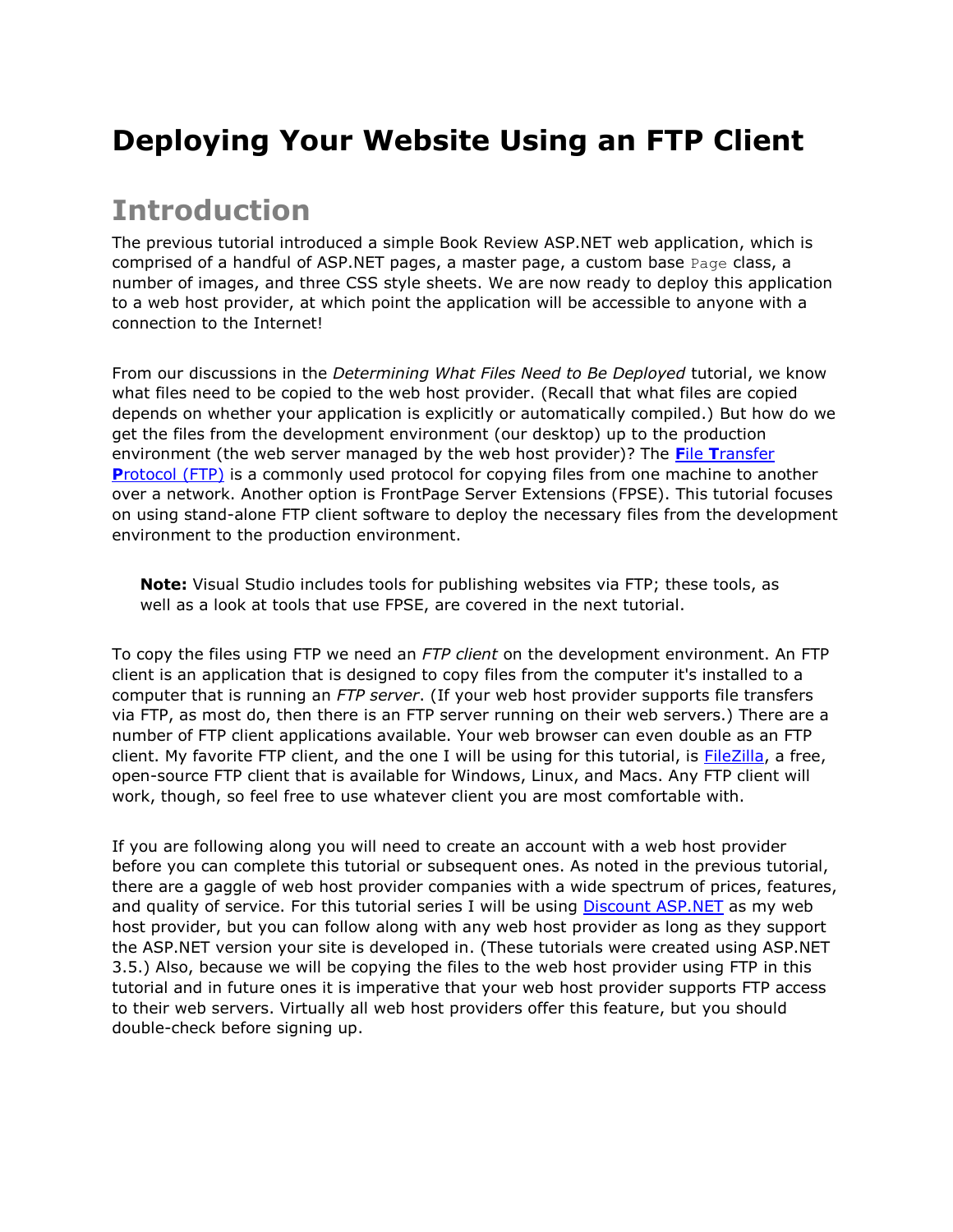# Deploying Your Website Using an FTP Client

## Introduction

The previous tutorial introduced a simple Book Review ASP.NET web application, which is comprised of a handful of ASP.NET pages, a master page, a custom base `Page` class, a number of images, and three CSS style sheets. We are now ready to deploy this application to a web host provider, at which point the application will be accessible to anyone with a connection to the Internet!

From our discussions in the *Determining What Files Need to Be Deployed* tutorial, we know what files need to be copied to the web host provider. (Recall that what files are copied depends on whether your application is explicitly or automatically compiled.) But how do we get the files from the development environment (our desktop) up to the production environment (the web server managed by the web host provider)? The [**F**ile **T**ransfer **P**rotocol (FTP)]() is a commonly used protocol for copying files from one machine to another over a network. Another option is FrontPage Server Extensions (FPSE). This tutorial focuses on using stand-alone FTP client software to deploy the necessary files from the development environment to the production environment.

> **Note:** Visual Studio includes tools for publishing websites via FTP; these tools, as well as a look at tools that use FPSE, are covered in the next tutorial.

To copy the files using FTP we need an *FTP client* on the development environment. An FTP client is an application that is designed to copy files from the computer it's installed to a computer that is running an *FTP server*. (If your web host provider supports file transfers via FTP, as most do, then there is an FTP server running on their web servers.) There are a number of FTP client applications available. Your web browser can even double as an FTP client. My favorite FTP client, and the one I will be using for this tutorial, is [FileZilla](), a free, open-source FTP client that is available for Windows, Linux, and Macs. Any FTP client will work, though, so feel free to use whatever client you are most comfortable with.

If you are following along you will need to create an account with a web host provider before you can complete this tutorial or subsequent ones. As noted in the previous tutorial, there are a gaggle of web host provider companies with a wide spectrum of prices, features, and quality of service. For this tutorial series I will be using [Discount ASP.NET]() as my web host provider, but you can follow along with any web host provider as long as they support the ASP.NET version your site is developed in. (These tutorials were created using ASP.NET 3.5.) Also, because we will be copying the files to the web host provider using FTP in this tutorial and in future ones it is imperative that your web host provider supports FTP access to their web servers. Virtually all web host providers offer this feature, but you should double-check before signing up.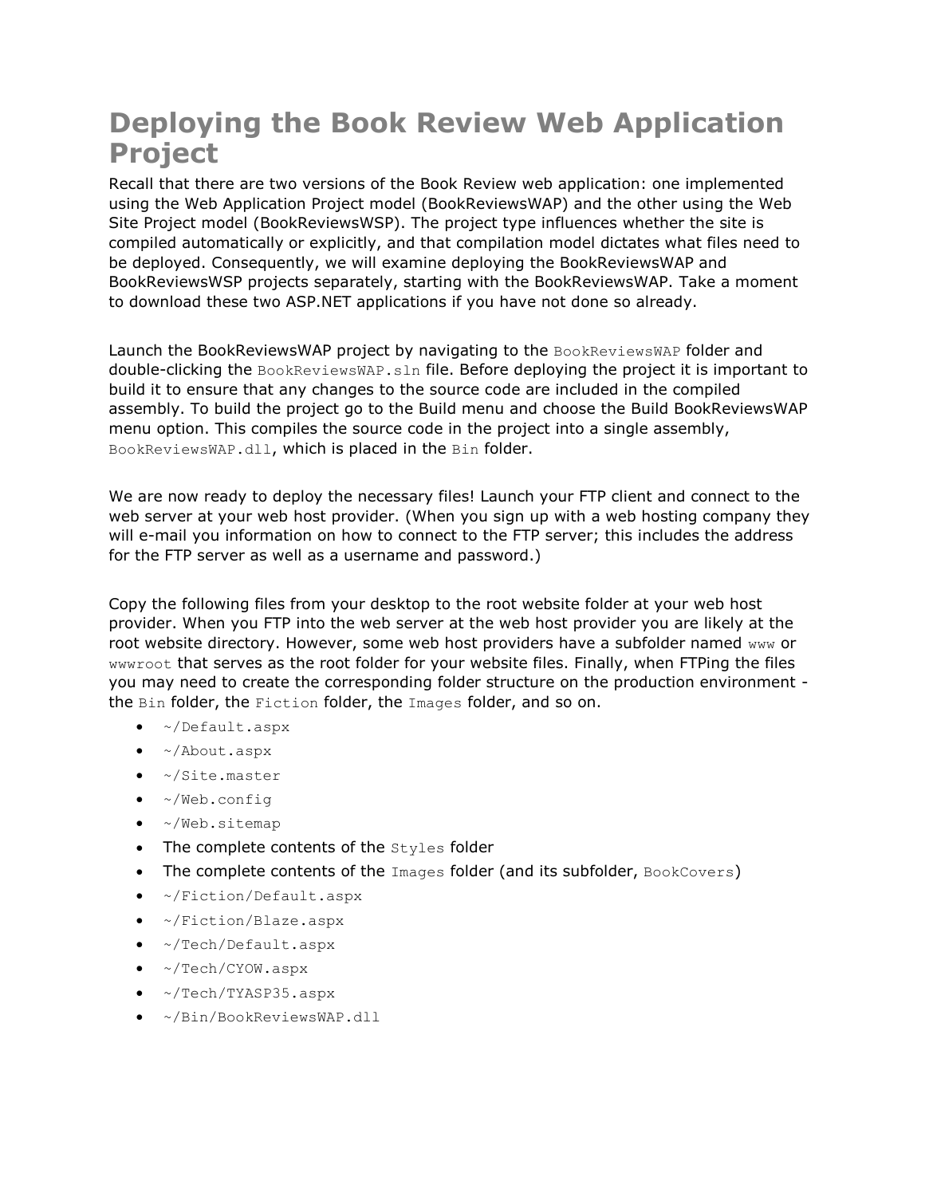# Deploying the Book Review Web Application Project

Recall that there are two versions of the Book Review web application: one implemented using the Web Application Project model (BookReviewsWAP) and the other using the Web Site Project model (BookReviewsWSP). The project type influences whether the site is compiled automatically or explicitly, and that compilation model dictates what files need to be deployed. Consequently, we will examine deploying the BookReviewsWAP and BookReviewsWSP projects separately, starting with the BookReviewsWAP. Take a moment to download these two ASP.NET applications if you have not done so already.

Launch the BookReviewsWAP project by navigating to the `BookReviewsWAP` folder and double-clicking the `BookReviewsWAP.sln` file. Before deploying the project it is important to build it to ensure that any changes to the source code are included in the compiled assembly. To build the project go to the Build menu and choose the Build BookReviewsWAP menu option. This compiles the source code in the project into a single assembly, `BookReviewsWAP.dll`, which is placed in the `Bin` folder.

We are now ready to deploy the necessary files! Launch your FTP client and connect to the web server at your web host provider. (When you sign up with a web hosting company they will e-mail you information on how to connect to the FTP server; this includes the address for the FTP server as well as a username and password.)

Copy the following files from your desktop to the root website folder at your web host provider. When you FTP into the web server at the web host provider you are likely at the root website directory. However, some web host providers have a subfolder named `www` or `wwwroot` that serves as the root folder for your website files. Finally, when FTPing the files you may need to create the corresponding folder structure on the production environment - the `Bin` folder, the `Fiction` folder, the `Images` folder, and so on.

- `~/Default.aspx`
- `~/About.aspx`
- `~/Site.master`
- `~/Web.config`
- `~/Web.sitemap`
- The complete contents of the `Styles` folder
- The complete contents of the `Images` folder (and its subfolder, `BookCovers`)
- `~/Fiction/Default.aspx`
- `~/Fiction/Blaze.aspx`
- `~/Tech/Default.aspx`
- `~/Tech/CYOW.aspx`
- `~/Tech/TYASP35.aspx`
- `~/Bin/BookReviewsWAP.dll`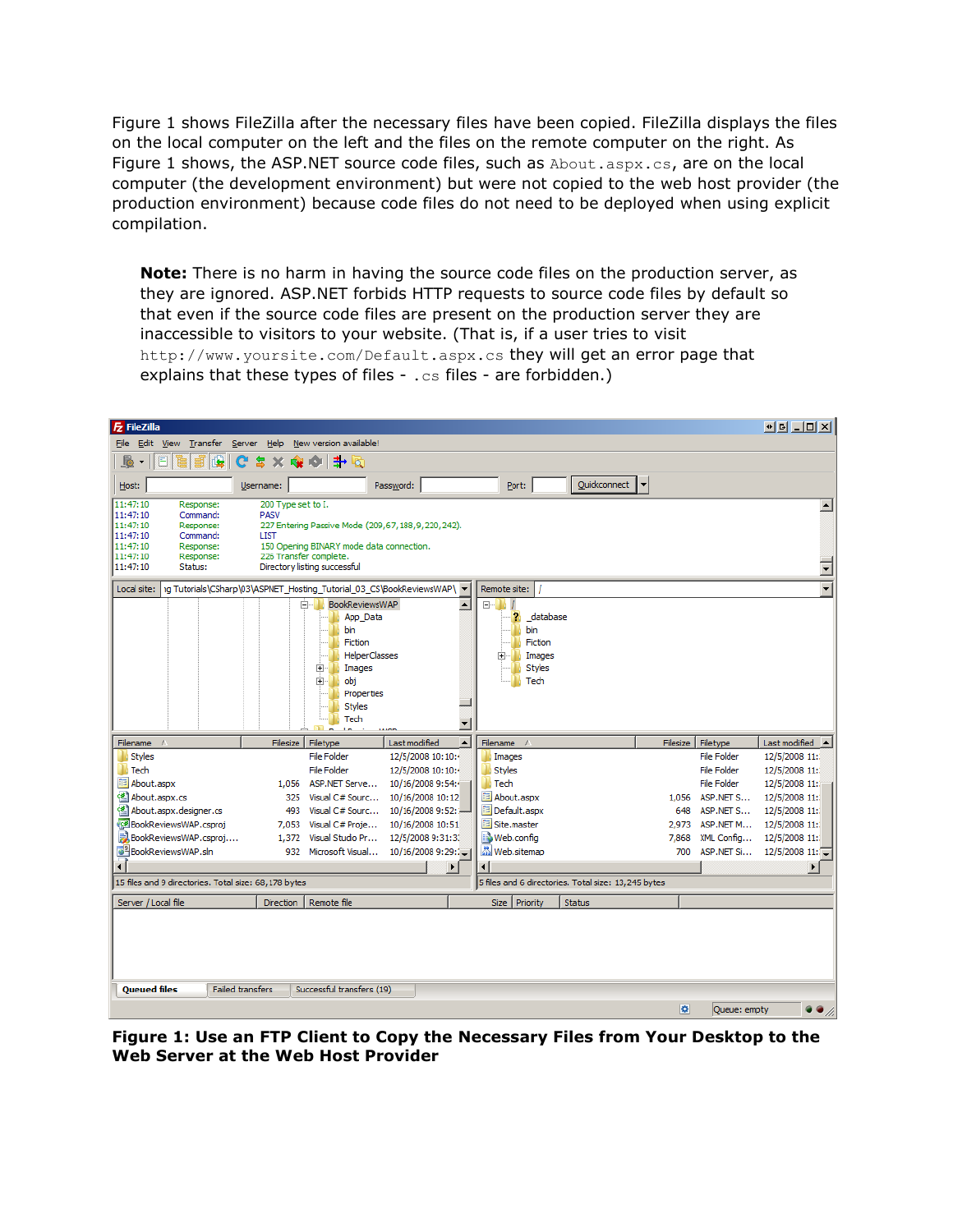Figure 1 shows FileZilla after the necessary files have been copied. FileZilla displays the files on the local computer on the left and the files on the remote computer on the right. As Figure 1 shows, the ASP.NET source code files, such as `About.aspx.cs`, are on the local computer (the development environment) but were not copied to the web host provider (the production environment) because code files do not need to be deployed when using explicit compilation.

> **Note:** There is no harm in having the source code files on the production server, as they are ignored. ASP.NET forbids HTTP requests to source code files by default so that even if the source code files are present on the production server they are inaccessible to visitors to your website. (That is, if a user tries to visit `http://www.yoursite.com/Default.aspx.cs` they will get an error page that explains that these types of files - `.cs` files - are forbidden.)

**Figure 1: Use an FTP Client to Copy the Necessary Files from Your Desktop to the Web Server at the Web Host Provider**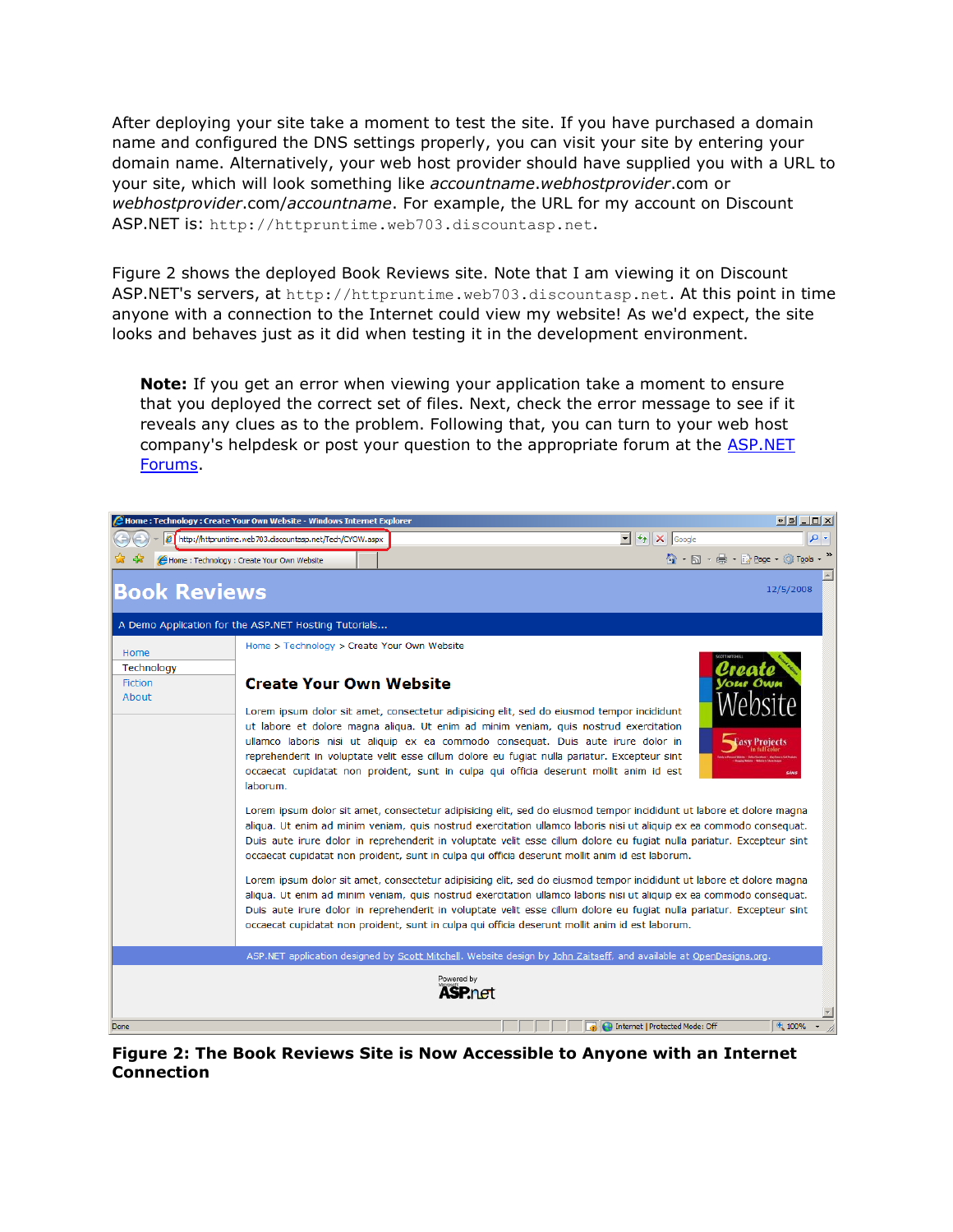After deploying your site take a moment to test the site. If you have purchased a domain name and configured the DNS settings properly, you can visit your site by entering your domain name. Alternatively, your web host provider should have supplied you with a URL to your site, which will look something like *accountname*.*webhostprovider*.com or *webhostprovider*.com/*accountname*. For example, the URL for my account on Discount ASP.NET is: `http://httpruntime.web703.discountasp.net`.

Figure 2 shows the deployed Book Reviews site. Note that I am viewing it on Discount ASP.NET's servers, at `http://httpruntime.web703.discountasp.net`. At this point in time anyone with a connection to the Internet could view my website! As we'd expect, the site looks and behaves just as it did when testing it in the development environment.

> **Note:** If you get an error when viewing your application take a moment to ensure that you deployed the correct set of files. Next, check the error message to see if it reveals any clues as to the problem. Following that, you can turn to your web host company's helpdesk or post your question to the appropriate forum at the [ASP.NET Forums](ASP.NET Forums).

**Figure 2: The Book Reviews Site is Now Accessible to Anyone with an Internet Connection**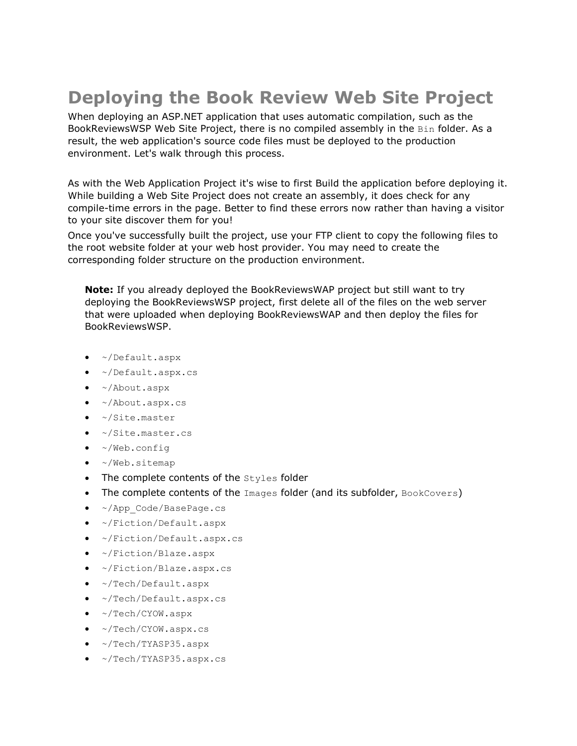# Deploying the Book Review Web Site Project

When deploying an ASP.NET application that uses automatic compilation, such as the BookReviewsWSP Web Site Project, there is no compiled assembly in the `Bin` folder. As a result, the web application's source code files must be deployed to the production environment. Let's walk through this process.

As with the Web Application Project it's wise to first Build the application before deploying it. While building a Web Site Project does not create an assembly, it does check for any compile-time errors in the page. Better to find these errors now rather than having a visitor to your site discover them for you!

Once you've successfully built the project, use your FTP client to copy the following files to the root website folder at your web host provider. You may need to create the corresponding folder structure on the production environment.

> **Note:** If you already deployed the BookReviewsWAP project but still want to try deploying the BookReviewsWSP project, first delete all of the files on the web server that were uploaded when deploying BookReviewsWAP and then deploy the files for BookReviewsWSP.

- `~/Default.aspx`
- `~/Default.aspx.cs`
- `~/About.aspx`
- `~/About.aspx.cs`
- `~/Site.master`
- `~/Site.master.cs`
- `~/Web.config`
- `~/Web.sitemap`
- The complete contents of the `Styles` folder
- The complete contents of the `Images` folder (and its subfolder, `BookCovers`)
- `~/App_Code/BasePage.cs`
- `~/Fiction/Default.aspx`
- `~/Fiction/Default.aspx.cs`
- `~/Fiction/Blaze.aspx`
- `~/Fiction/Blaze.aspx.cs`
- `~/Tech/Default.aspx`
- `~/Tech/Default.aspx.cs`
- `~/Tech/CYOW.aspx`
- `~/Tech/CYOW.aspx.cs`
- `~/Tech/TYASP35.aspx`
- `~/Tech/TYASP35.aspx.cs`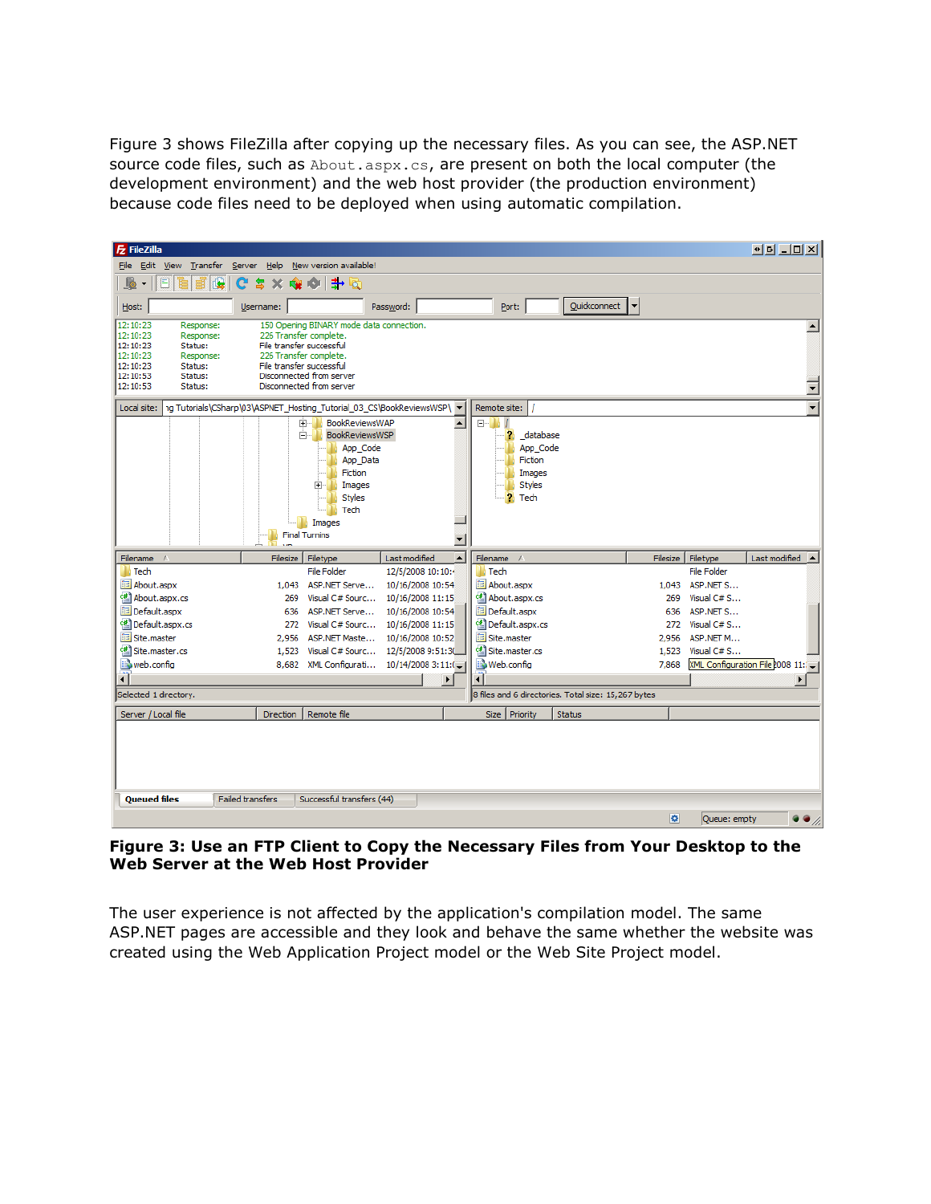Figure 3 shows FileZilla after copying up the necessary files. As you can see, the ASP.NET source code files, such as `About.aspx.cs`, are present on both the local computer (the development environment) and the web host provider (the production environment) because code files need to be deployed when using automatic compilation.

**Figure 3: Use an FTP Client to Copy the Necessary Files from Your Desktop to the Web Server at the Web Host Provider**

The user experience is not affected by the application's compilation model. The same ASP.NET pages are accessible and they look and behave the same whether the website was created using the Web Application Project model or the Web Site Project model.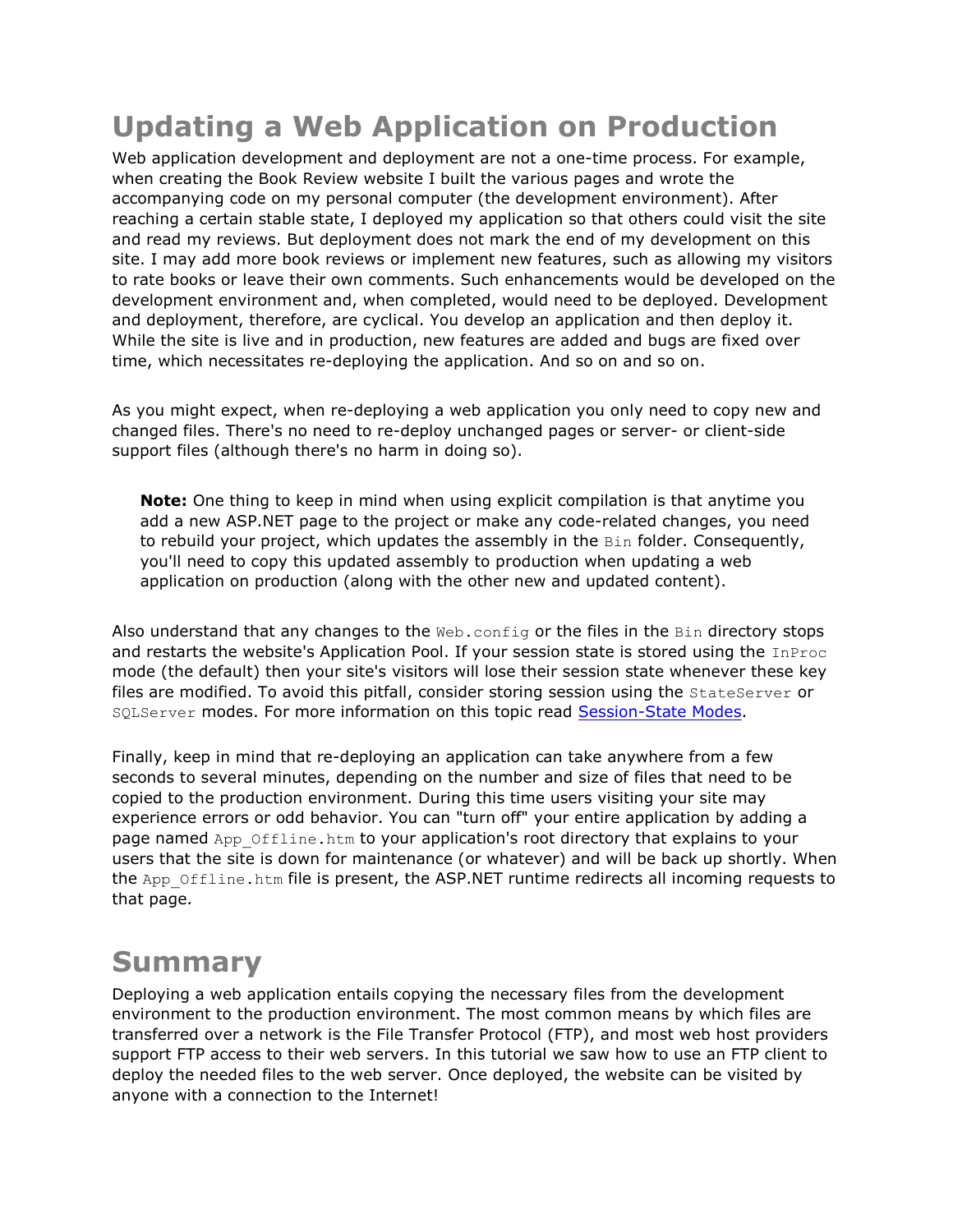# Updating a Web Application on Production

Web application development and deployment are not a one-time process. For example, when creating the Book Review website I built the various pages and wrote the accompanying code on my personal computer (the development environment). After reaching a certain stable state, I deployed my application so that others could visit the site and read my reviews. But deployment does not mark the end of my development on this site. I may add more book reviews or implement new features, such as allowing my visitors to rate books or leave their own comments. Such enhancements would be developed on the development environment and, when completed, would need to be deployed. Development and deployment, therefore, are cyclical. You develop an application and then deploy it. While the site is live and in production, new features are added and bugs are fixed over time, which necessitates re-deploying the application. And so on and so on.

As you might expect, when re-deploying a web application you only need to copy new and changed files. There's no need to re-deploy unchanged pages or server- or client-side support files (although there's no harm in doing so).

> **Note:** One thing to keep in mind when using explicit compilation is that anytime you add a new ASP.NET page to the project or make any code-related changes, you need to rebuild your project, which updates the assembly in the `Bin` folder. Consequently, you'll need to copy this updated assembly to production when updating a web application on production (along with the other new and updated content).

Also understand that any changes to the `Web.config` or the files in the `Bin` directory stops and restarts the website's Application Pool. If your session state is stored using the `InProc` mode (the default) then your site's visitors will lose their session state whenever these key files are modified. To avoid this pitfall, consider storing session using the `StateServer` or `SQLServer` modes. For more information on this topic read [Session-State Modes](Session-State Modes).

Finally, keep in mind that re-deploying an application can take anywhere from a few seconds to several minutes, depending on the number and size of files that need to be copied to the production environment. During this time users visiting your site may experience errors or odd behavior. You can "turn off" your entire application by adding a page named `App_Offline.htm` to your application's root directory that explains to your users that the site is down for maintenance (or whatever) and will be back up shortly. When the `App_Offline.htm` file is present, the ASP.NET runtime redirects all incoming requests to that page.

# Summary

Deploying a web application entails copying the necessary files from the development environment to the production environment. The most common means by which files are transferred over a network is the File Transfer Protocol (FTP), and most web host providers support FTP access to their web servers. In this tutorial we saw how to use an FTP client to deploy the needed files to the web server. Once deployed, the website can be visited by anyone with a connection to the Internet!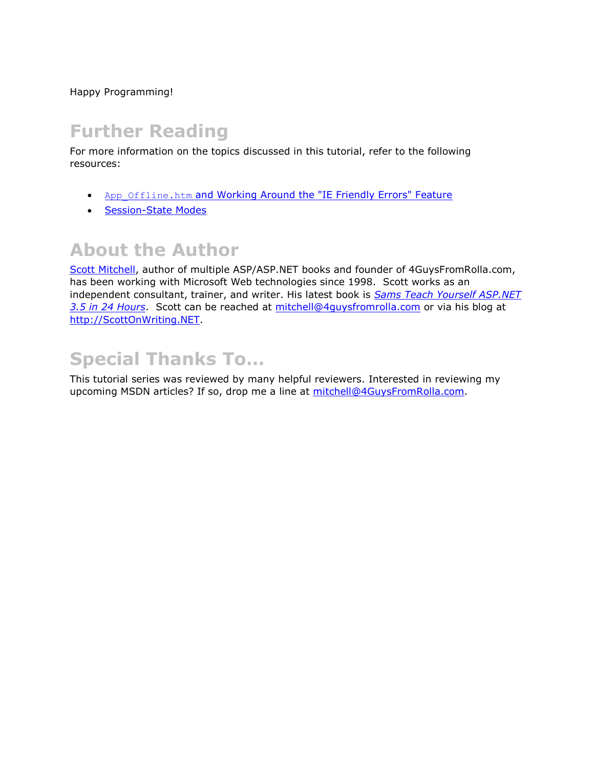Happy Programming!

## Further Reading

For more information on the topics discussed in this tutorial, refer to the following resources:

- `App_Offline.htm` and Working Around the "IE Friendly Errors" Feature
- Session-State Modes

## About the Author

Scott Mitchell, author of multiple ASP/ASP.NET books and founder of 4GuysFromRolla.com, has been working with Microsoft Web technologies since 1998. Scott works as an independent consultant, trainer, and writer. His latest book is *Sams Teach Yourself ASP.NET 3.5 in 24 Hours*. Scott can be reached at mitchell@4guysfromrolla.com or via his blog at http://ScottOnWriting.NET.

## Special Thanks To…

This tutorial series was reviewed by many helpful reviewers. Interested in reviewing my upcoming MSDN articles? If so, drop me a line at mitchell@4GuysFromRolla.com.